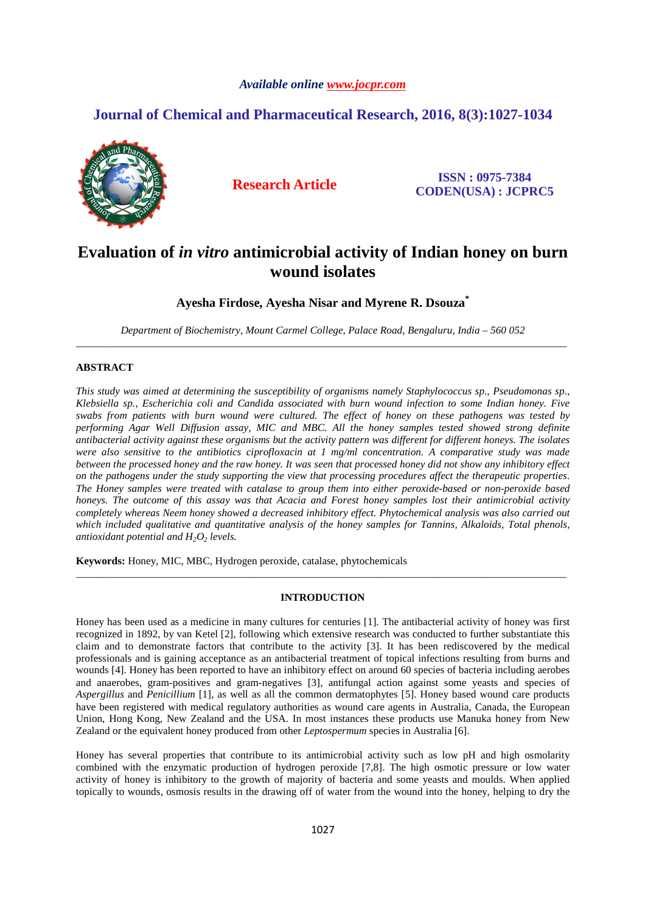Available online www.jocpr.com

## Journal of Chemical and Pharmaceutical Research, 2016, 8(3):1027-1034

**Research Article**

**ISSN : 0975-7384**
**CODEN(USA) : JCPRC5**

# Evaluation of *in vitro* antimicrobial activity of Indian honey on burn wound isolates

**Ayesha Firdose, Ayesha Nisar and Myrene R. Dsouza***

*Department of Biochemistry, Mount Carmel College, Palace Road, Bengaluru, India – 560 052*

---

## ABSTRACT

*This study was aimed at determining the susceptibility of organisms namely Staphylococcus sp., Pseudomonas sp., Klebsiella sp., Escherichia coli and Candida associated with burn wound infection to some Indian honey. Five swabs from patients with burn wound were cultured. The effect of honey on these pathogens was tested by performing Agar Well Diffusion assay, MIC and MBC. All the honey samples tested showed strong definite antibacterial activity against these organisms but the activity pattern was different for different honeys. The isolates were also sensitive to the antibiotics ciprofloxacin at 1 mg/ml concentration. A comparative study was made between the processed honey and the raw honey. It was seen that processed honey did not show any inhibitory effect on the pathogens under the study supporting the view that processing procedures affect the therapeutic properties. The Honey samples were treated with catalase to group them into either peroxide-based or non-peroxide based honeys. The outcome of this assay was that Acacia and Forest honey samples lost their antimicrobial activity completely whereas Neem honey showed a decreased inhibitory effect. Phytochemical analysis was also carried out which included qualitative and quantitative analysis of the honey samples for Tannins, Alkaloids, Total phenols, antioxidant potential and $H_2O_2$ levels.*

**Keywords:** Honey, MIC, MBC, Hydrogen peroxide, catalase, phytochemicals

---

## INTRODUCTION

Honey has been used as a medicine in many cultures for centuries [1]. The antibacterial activity of honey was first recognized in 1892, by van Ketel [2], following which extensive research was conducted to further substantiate this claim and to demonstrate factors that contribute to the activity [3]. It has been rediscovered by the medical professionals and is gaining acceptance as an antibacterial treatment of topical infections resulting from burns and wounds [4]. Honey has been reported to have an inhibitory effect on around 60 species of bacteria including aerobes and anaerobes, gram-positives and gram-negatives [3], antifungal action against some yeasts and species of *Aspergillus* and *Penicillium* [1], as well as all the common dermatophytes [5]. Honey based wound care products have been registered with medical regulatory authorities as wound care agents in Australia, Canada, the European Union, Hong Kong, New Zealand and the USA. In most instances these products use Manuka honey from New Zealand or the equivalent honey produced from other *Leptospermum* species in Australia [6].

Honey has several properties that contribute to its antimicrobial activity such as low pH and high osmolarity combined with the enzymatic production of hydrogen peroxide [7,8]. The high osmotic pressure or low water activity of honey is inhibitory to the growth of majority of bacteria and some yeasts and moulds. When applied topically to wounds, osmosis results in the drawing off of water from the wound into the honey, helping to dry the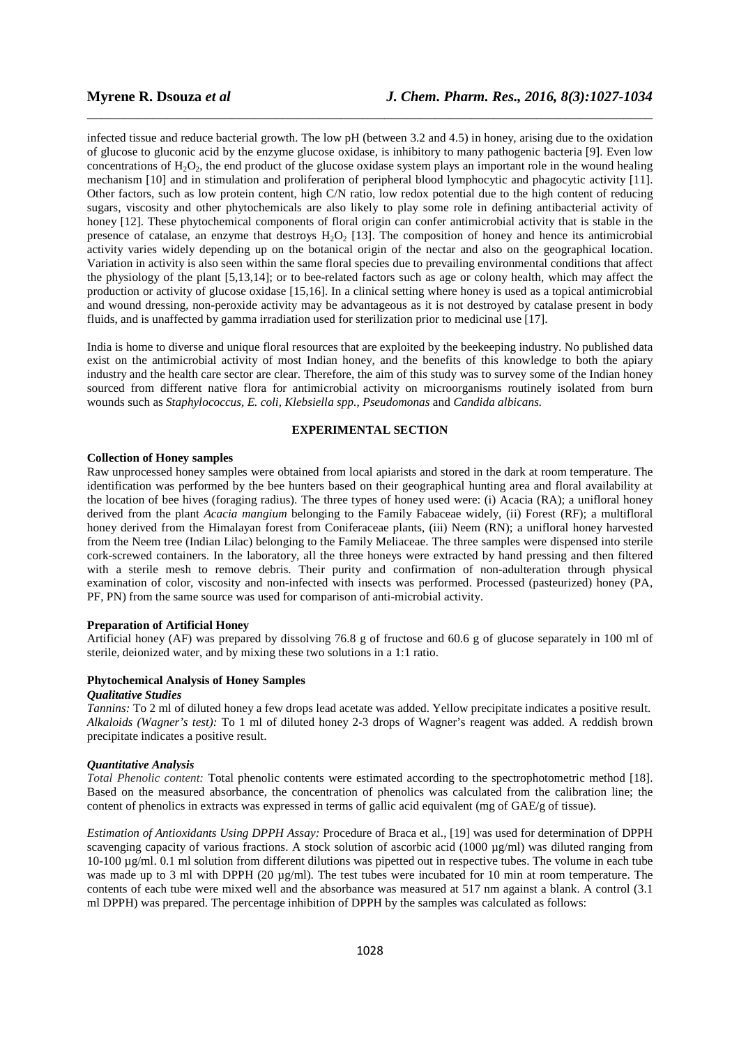infected tissue and reduce bacterial growth. The low pH (between 3.2 and 4.5) in honey, arising due to the oxidation of glucose to gluconic acid by the enzyme glucose oxidase, is inhibitory to many pathogenic bacteria [9]. Even low concentrations of $H_2O_2$, the end product of the glucose oxidase system plays an important role in the wound healing mechanism [10] and in stimulation and proliferation of peripheral blood lymphocytic and phagocytic activity [11]. Other factors, such as low protein content, high C/N ratio, low redox potential due to the high content of reducing sugars, viscosity and other phytochemicals are also likely to play some role in defining antibacterial activity of honey [12]. These phytochemical components of floral origin can confer antimicrobial activity that is stable in the presence of catalase, an enzyme that destroys $H_2O_2$ [13]. The composition of honey and hence its antimicrobial activity varies widely depending up on the botanical origin of the nectar and also on the geographical location. Variation in activity is also seen within the same floral species due to prevailing environmental conditions that affect the physiology of the plant [5,13,14]; or to bee-related factors such as age or colony health, which may affect the production or activity of glucose oxidase [15,16]. In a clinical setting where honey is used as a topical antimicrobial and wound dressing, non-peroxide activity may be advantageous as it is not destroyed by catalase present in body fluids, and is unaffected by gamma irradiation used for sterilization prior to medicinal use [17].

India is home to diverse and unique floral resources that are exploited by the beekeeping industry. No published data exist on the antimicrobial activity of most Indian honey, and the benefits of this knowledge to both the apiary industry and the health care sector are clear. Therefore, the aim of this study was to survey some of the Indian honey sourced from different native flora for antimicrobial activity on microorganisms routinely isolated from burn wounds such as *Staphylococcus*, *E. coli*, *Klebsiella spp.*, *Pseudomonas* and *Candida albicans.*

## EXPERIMENTAL SECTION

### Collection of Honey samples

Raw unprocessed honey samples were obtained from local apiarists and stored in the dark at room temperature. The identification was performed by the bee hunters based on their geographical hunting area and floral availability at the location of bee hives (foraging radius). The three types of honey used were: (i) Acacia (RA); a unifloral honey derived from the plant *Acacia mangium* belonging to the Family Fabaceae widely, (ii) Forest (RF); a multifloral honey derived from the Himalayan forest from Coniferaceae plants, (iii) Neem (RN); a unifloral honey harvested from the Neem tree (Indian Lilac) belonging to the Family Meliaceae. The three samples were dispensed into sterile cork-screwed containers. In the laboratory, all the three honeys were extracted by hand pressing and then filtered with a sterile mesh to remove debris. Their purity and confirmation of non-adulteration through physical examination of color, viscosity and non-infected with insects was performed. Processed (pasteurized) honey (PA, PF, PN) from the same source was used for comparison of anti-microbial activity.

### Preparation of Artificial Honey

Artificial honey (AF) was prepared by dissolving 76.8 g of fructose and 60.6 g of glucose separately in 100 ml of sterile, deionized water, and by mixing these two solutions in a 1:1 ratio.

### Phytochemical Analysis of Honey Samples

#### *Qualitative Studies*

*Tannins:* To 2 ml of diluted honey a few drops lead acetate was added. Yellow precipitate indicates a positive result.
*Alkaloids (Wagner's test):* To 1 ml of diluted honey 2-3 drops of Wagner's reagent was added. A reddish brown precipitate indicates a positive result.

#### *Quantitative Analysis*

*Total Phenolic content:* Total phenolic contents were estimated according to the spectrophotometric method [18]. Based on the measured absorbance, the concentration of phenolics was calculated from the calibration line; the content of phenolics in extracts was expressed in terms of gallic acid equivalent (mg of GAE/g of tissue).

*Estimation of Antioxidants Using DPPH Assay:* Procedure of Braca et al., [19] was used for determination of DPPH scavenging capacity of various fractions. A stock solution of ascorbic acid (1000 µg/ml) was diluted ranging from 10-100 µg/ml. 0.1 ml solution from different dilutions was pipetted out in respective tubes. The volume in each tube was made up to 3 ml with DPPH (20 µg/ml). The test tubes were incubated for 10 min at room temperature. The contents of each tube were mixed well and the absorbance was measured at 517 nm against a blank. A control (3.1 ml DPPH) was prepared. The percentage inhibition of DPPH by the samples was calculated as follows: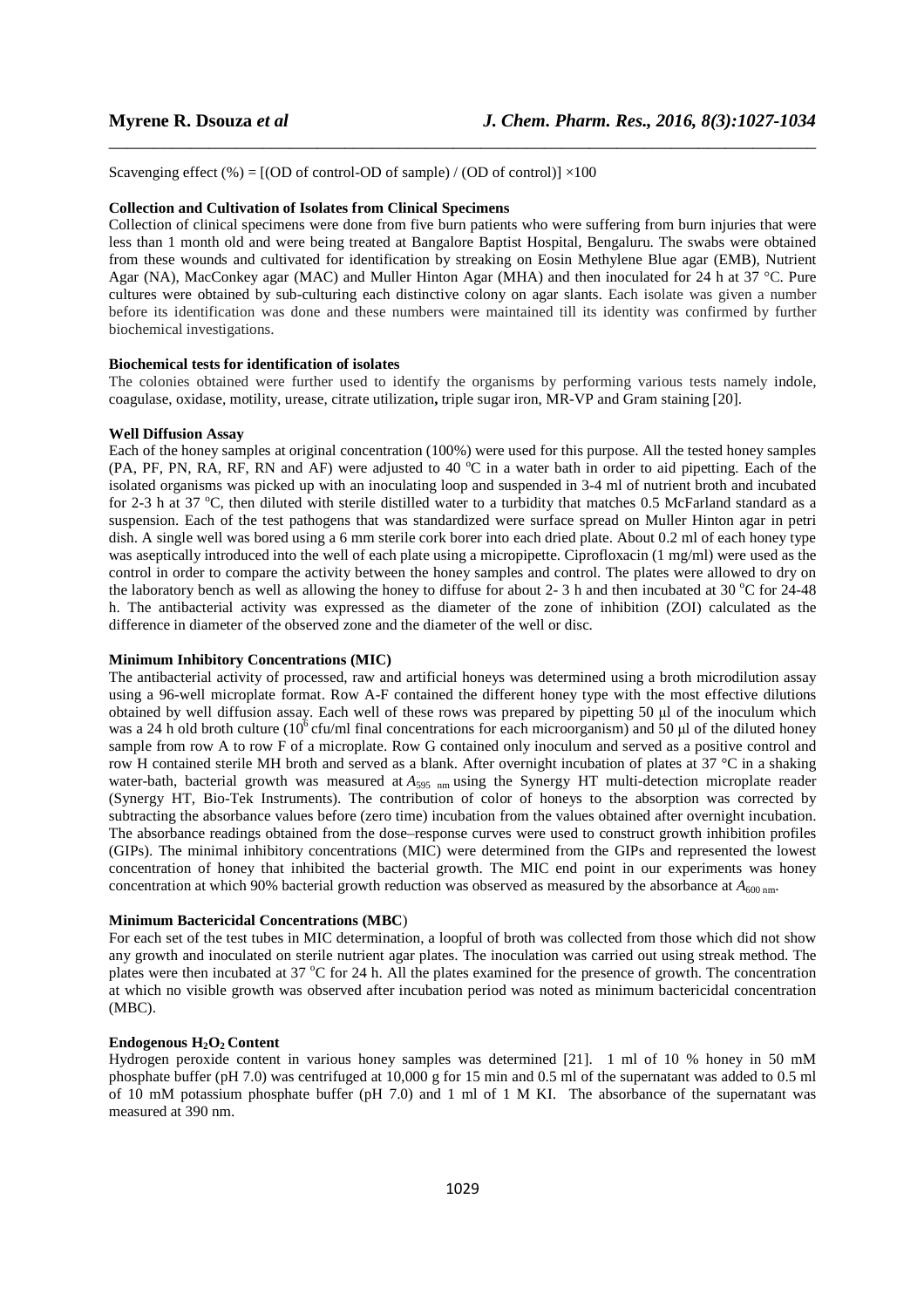Scavenging effect (%) = [(OD of control-OD of sample) / (OD of control)] ×100

**Collection and Cultivation of Isolates from Clinical Specimens**

Collection of clinical specimens were done from five burn patients who were suffering from burn injuries that were less than 1 month old and were being treated at Bangalore Baptist Hospital, Bengaluru. The swabs were obtained from these wounds and cultivated for identification by streaking on Eosin Methylene Blue agar (EMB), Nutrient Agar (NA), MacConkey agar (MAC) and Muller Hinton Agar (MHA) and then inoculated for 24 h at 37 °C. Pure cultures were obtained by sub-culturing each distinctive colony on agar slants. Each isolate was given a number before its identification was done and these numbers were maintained till its identity was confirmed by further biochemical investigations.

**Biochemical tests for identification of isolates**

The colonies obtained were further used to identify the organisms by performing various tests namely indole, coagulase, oxidase, motility, urease, citrate utilization, triple sugar iron, MR-VP and Gram staining [20].

**Well Diffusion Assay**

Each of the honey samples at original concentration (100%) were used for this purpose. All the tested honey samples (PA, PF, PN, RA, RF, RN and AF) were adjusted to 40 °C in a water bath in order to aid pipetting. Each of the isolated organisms was picked up with an inoculating loop and suspended in 3-4 ml of nutrient broth and incubated for 2-3 h at 37 °C, then diluted with sterile distilled water to a turbidity that matches 0.5 McFarland standard as a suspension. Each of the test pathogens that was standardized were surface spread on Muller Hinton agar in petri dish. A single well was bored using a 6 mm sterile cork borer into each dried plate. About 0.2 ml of each honey type was aseptically introduced into the well of each plate using a micropipette. Ciprofloxacin (1 mg/ml) were used as the control in order to compare the activity between the honey samples and control. The plates were allowed to dry on the laboratory bench as well as allowing the honey to diffuse for about 2- 3 h and then incubated at 30 °C for 24-48 h. The antibacterial activity was expressed as the diameter of the zone of inhibition (ZOI) calculated as the difference in diameter of the observed zone and the diameter of the well or disc.

**Minimum Inhibitory Concentrations (MIC)**

The antibacterial activity of processed, raw and artificial honeys was determined using a broth microdilution assay using a 96-well microplate format. Row A-F contained the different honey type with the most effective dilutions obtained by well diffusion assay. Each well of these rows was prepared by pipetting 50 μl of the inoculum which was a 24 h old broth culture ($10^6$ cfu/ml final concentrations for each microorganism) and 50 μl of the diluted honey sample from row A to row F of a microplate. Row G contained only inoculum and served as a positive control and row H contained sterile MH broth and served as a blank. After overnight incubation of plates at 37 °C in a shaking water-bath, bacterial growth was measured at $A_{595\ nm}$ using the Synergy HT multi-detection microplate reader (Synergy HT, Bio-Tek Instruments). The contribution of color of honeys to the absorption was corrected by subtracting the absorbance values before (zero time) incubation from the values obtained after overnight incubation. The absorbance readings obtained from the dose–response curves were used to construct growth inhibition profiles (GIPs). The minimal inhibitory concentrations (MIC) were determined from the GIPs and represented the lowest concentration of honey that inhibited the bacterial growth. The MIC end point in our experiments was honey concentration at which 90% bacterial growth reduction was observed as measured by the absorbance at $A_{600\ nm}$.

**Minimum Bactericidal Concentrations (MBC)**

For each set of the test tubes in MIC determination, a loopful of broth was collected from those which did not show any growth and inoculated on sterile nutrient agar plates. The inoculation was carried out using streak method. The plates were then incubated at 37 °C for 24 h. All the plates examined for the presence of growth. The concentration at which no visible growth was observed after incubation period was noted as minimum bactericidal concentration (MBC).

**Endogenous $H_2O_2$ Content**

Hydrogen peroxide content in various honey samples was determined [21]. 1 ml of 10 % honey in 50 mM phosphate buffer (pH 7.0) was centrifuged at 10,000 g for 15 min and 0.5 ml of the supernatant was added to 0.5 ml of 10 mM potassium phosphate buffer (pH 7.0) and 1 ml of 1 M KI. The absorbance of the supernatant was measured at 390 nm.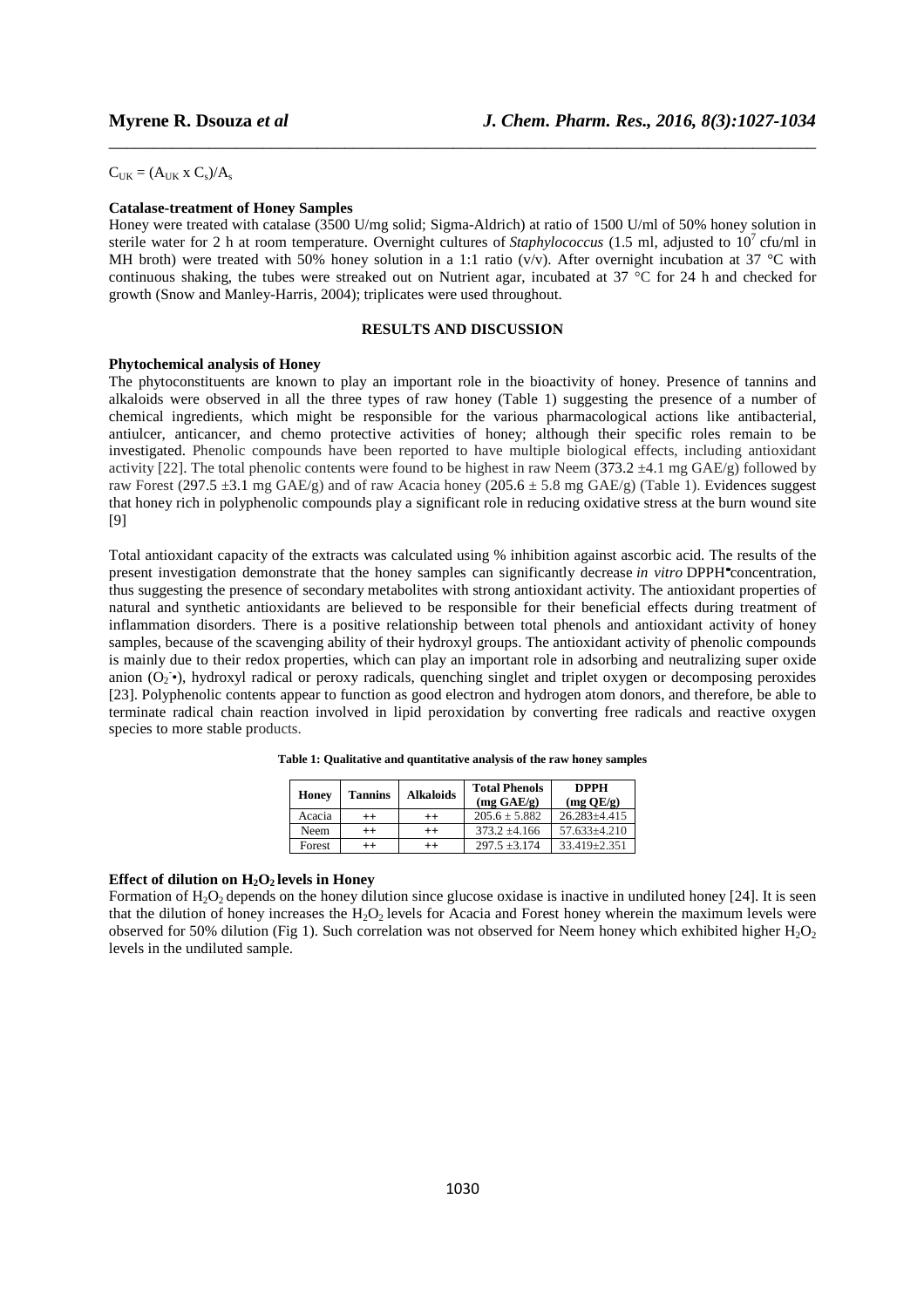$C_{UK} = (A_{UK} \times C_s)/A_s$

**Catalase-treatment of Honey Samples**

Honey were treated with catalase (3500 U/mg solid; Sigma-Aldrich) at ratio of 1500 U/ml of 50% honey solution in sterile water for 2 h at room temperature. Overnight cultures of *Staphylococcus* (1.5 ml, adjusted to $10^7$ cfu/ml in MH broth) were treated with 50% honey solution in a 1:1 ratio (v/v). After overnight incubation at 37 °C with continuous shaking, the tubes were streaked out on Nutrient agar, incubated at 37 °C for 24 h and checked for growth (Snow and Manley-Harris, 2004); triplicates were used throughout.

## RESULTS AND DISCUSSION

**Phytochemical analysis of Honey**

The phytoconstituents are known to play an important role in the bioactivity of honey. Presence of tannins and alkaloids were observed in all the three types of raw honey (Table 1) suggesting the presence of a number of chemical ingredients, which might be responsible for the various pharmacological actions like antibacterial, antiulcer, anticancer, and chemo protective activities of honey; although their specific roles remain to be investigated. Phenolic compounds have been reported to have multiple biological effects, including antioxidant activity [22]. The total phenolic contents were found to be highest in raw Neem (373.2 ±4.1 mg GAE/g) followed by raw Forest (297.5 ±3.1 mg GAE/g) and of raw Acacia honey (205.6 ± 5.8 mg GAE/g) (Table 1). Evidences suggest that honey rich in polyphenolic compounds play a significant role in reducing oxidative stress at the burn wound site [9]

Total antioxidant capacity of the extracts was calculated using % inhibition against ascorbic acid. The results of the present investigation demonstrate that the honey samples can significantly decrease *in vitro* DPPH$^{\bullet}$concentration, thus suggesting the presence of secondary metabolites with strong antioxidant activity. The antioxidant properties of natural and synthetic antioxidants are believed to be responsible for their beneficial effects during treatment of inflammation disorders. There is a positive relationship between total phenols and antioxidant activity of honey samples, because of the scavenging ability of their hydroxyl groups. The antioxidant activity of phenolic compounds is mainly due to their redox properties, which can play an important role in adsorbing and neutralizing super oxide anion ($O_2^{-}\bullet$), hydroxyl radical or peroxy radicals, quenching singlet and triplet oxygen or decomposing peroxides [23]. Polyphenolic contents appear to function as good electron and hydrogen atom donors, and therefore, be able to terminate radical chain reaction involved in lipid peroxidation by converting free radicals and reactive oxygen species to more stable products.

**Table 1: Qualitative and quantitative analysis of the raw honey samples**

| Honey | Tannins | Alkaloids | Total Phenols (mg GAE/g) | DPPH (mg QE/g) |
|---|---|---|---|---|
| Acacia | ++ | ++ | 205.6 ± 5.882 | 26.283±4.415 |
| Neem | ++ | ++ | 373.2 ±4.166 | 57.633±4.210 |
| Forest | ++ | ++ | 297.5 ±3.174 | 33.419±2.351 |

**Effect of dilution on $H_2O_2$ levels in Honey**

Formation of $H_2O_2$ depends on the honey dilution since glucose oxidase is inactive in undiluted honey [24]. It is seen that the dilution of honey increases the $H_2O_2$ levels for Acacia and Forest honey wherein the maximum levels were observed for 50% dilution (Fig 1). Such correlation was not observed for Neem honey which exhibited higher $H_2O_2$ levels in the undiluted sample.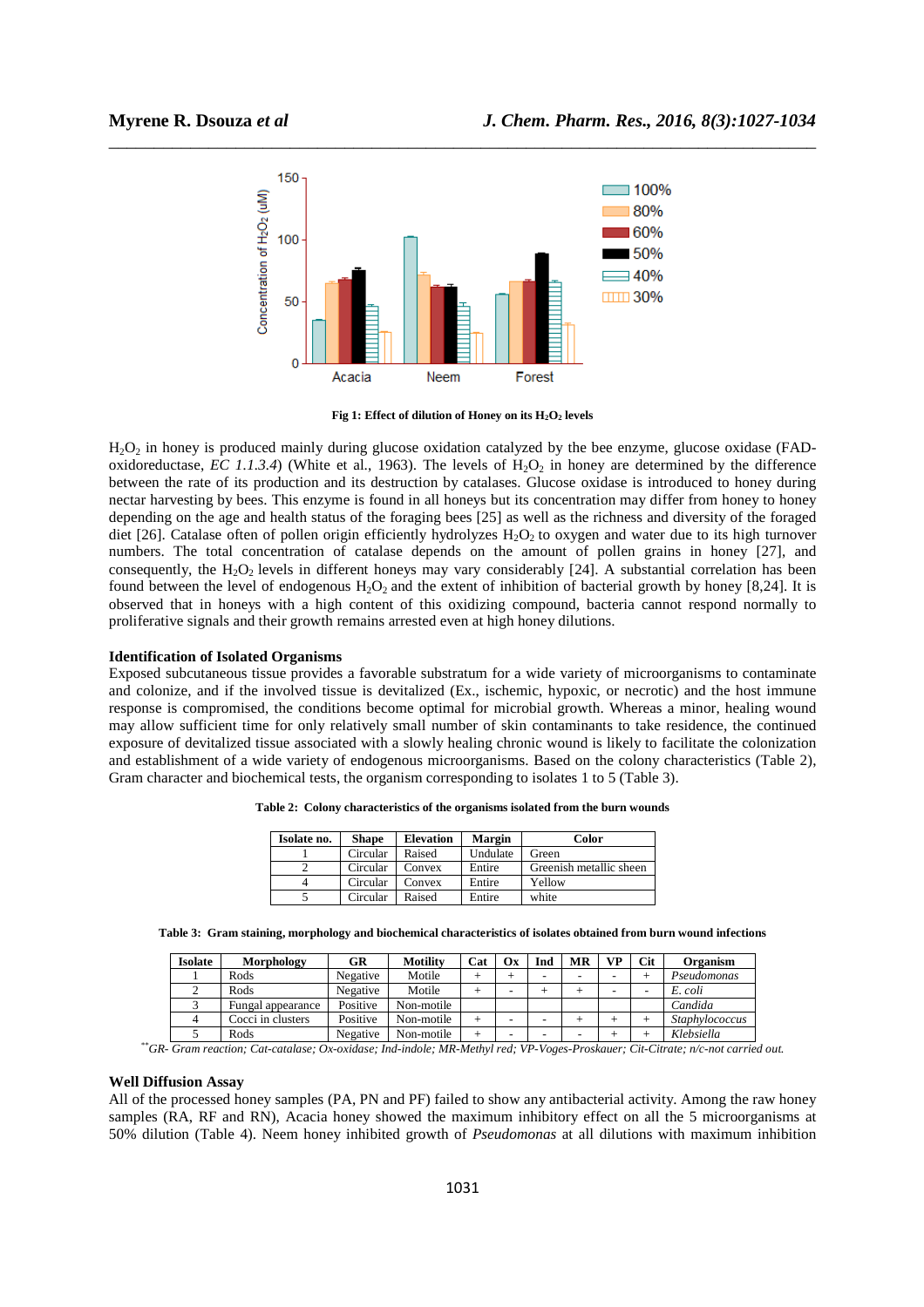Fig 1: Effect of dilution of Honey on its $H_2O_2$ levels

$H_2O_2$ in honey is produced mainly during glucose oxidation catalyzed by the bee enzyme, glucose oxidase (FAD-oxidoreductase, *EC 1.1.3.4*) (White et al., 1963). The levels of $H_2O_2$ in honey are determined by the difference between the rate of its production and its destruction by catalases. Glucose oxidase is introduced to honey during nectar harvesting by bees. This enzyme is found in all honeys but its concentration may differ from honey to honey depending on the age and health status of the foraging bees [25] as well as the richness and diversity of the foraged diet [26]. Catalase often of pollen origin efficiently hydrolyzes $H_2O_2$ to oxygen and water due to its high turnover numbers. The total concentration of catalase depends on the amount of pollen grains in honey [27], and consequently, the $H_2O_2$ levels in different honeys may vary considerably [24]. A substantial correlation has been found between the level of endogenous $H_2O_2$ and the extent of inhibition of bacterial growth by honey [8,24]. It is observed that in honeys with a high content of this oxidizing compound, bacteria cannot respond normally to proliferative signals and their growth remains arrested even at high honey dilutions.

### Identification of Isolated Organisms

Exposed subcutaneous tissue provides a favorable substratum for a wide variety of microorganisms to contaminate and colonize, and if the involved tissue is devitalized (Ex., ischemic, hypoxic, or necrotic) and the host immune response is compromised, the conditions become optimal for microbial growth. Whereas a minor, healing wound may allow sufficient time for only relatively small number of skin contaminants to take residence, the continued exposure of devitalized tissue associated with a slowly healing chronic wound is likely to facilitate the colonization and establishment of a wide variety of endogenous microorganisms. Based on the colony characteristics (Table 2), Gram character and biochemical tests, the organism corresponding to isolates 1 to 5 (Table 3).

**Table 2: Colony characteristics of the organisms isolated from the burn wounds**

| Isolate no. | Shape | Elevation | Margin | Color |
|---|---|---|---|---|
| 1 | Circular | Raised | Undulate | Green |
| 2 | Circular | Convex | Entire | Greenish metallic sheen |
| 4 | Circular | Convex | Entire | Yellow |
| 5 | Circular | Raised | Entire | white |

**Table 3: Gram staining, morphology and biochemical characteristics of isolates obtained from burn wound infections**

| Isolate | Morphology | GR | Motility | Cat | Ox | Ind | MR | VP | Cit | Organism |
|---|---|---|---|---|---|---|---|---|---|---|
| 1 | Rods | Negative | Motile | + | + | - | - | - | + | *Pseudomonas* |
| 2 | Rods | Negative | Motile | + | - | + | + | - | - | *E. coli* |
| 3 | Fungal appearance | Positive | Non-motile | | | | | | | *Candida* |
| 4 | Cocci in clusters | Positive | Non-motile | + | - | - | + | + | + | *Staphylococcus* |
| 5 | Rods | Negative | Non-motile | + | - | - | - | + | + | *Klebsiella* |

*\*\*GR- Gram reaction; Cat-catalase; Ox-oxidase; Ind-indole; MR-Methyl red; VP-Voges-Proskauer; Cit-Citrate; n/c-not carried out.*

### Well Diffusion Assay

All of the processed honey samples (PA, PN and PF) failed to show any antibacterial activity. Among the raw honey samples (RA, RF and RN), Acacia honey showed the maximum inhibitory effect on all the 5 microorganisms at 50% dilution (Table 4). Neem honey inhibited growth of *Pseudomonas* at all dilutions with maximum inhibition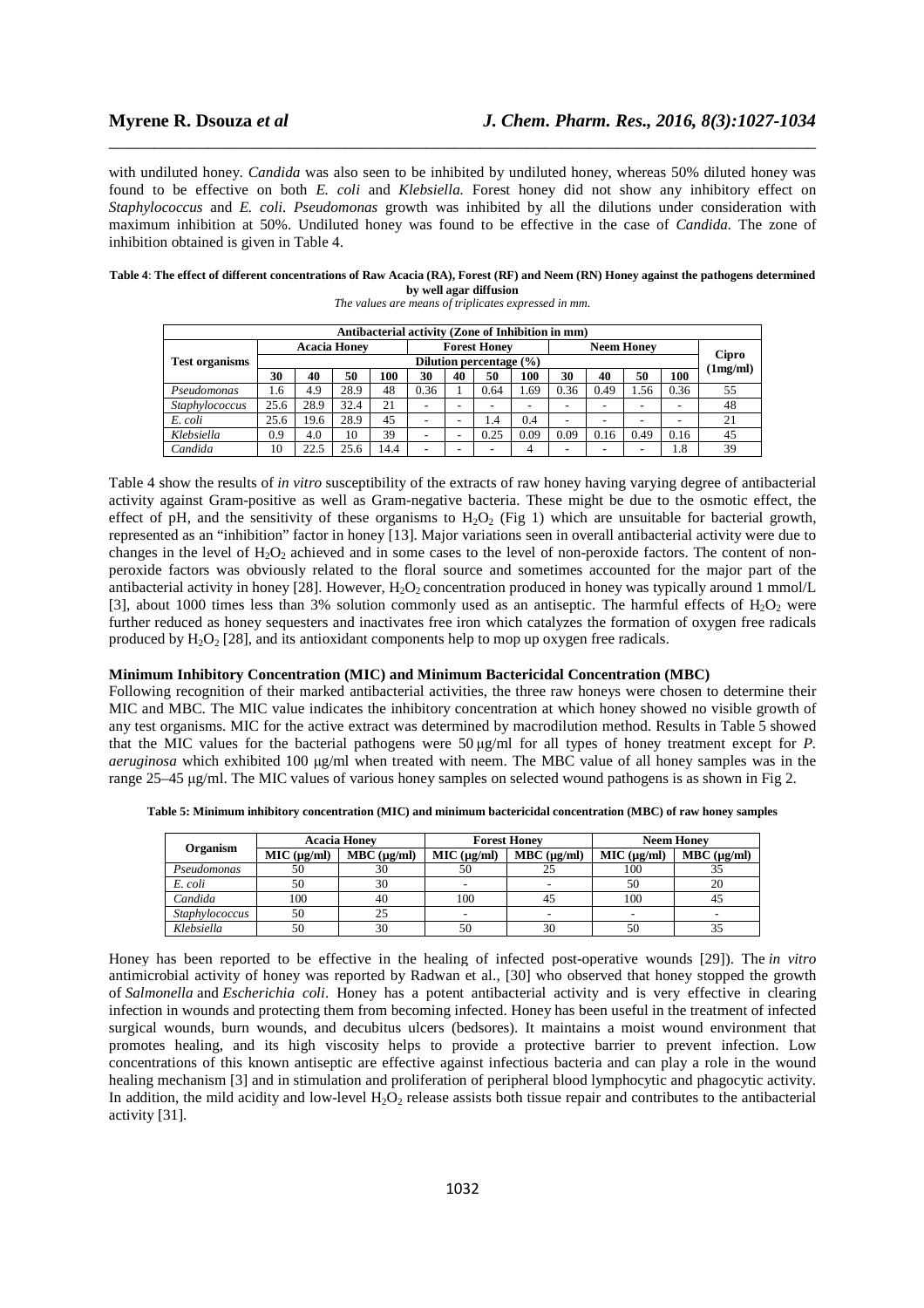with undiluted honey. *Candida* was also seen to be inhibited by undiluted honey, whereas 50% diluted honey was found to be effective on both *E. coli* and *Klebsiella.* Forest honey did not show any inhibitory effect on *Staphylococcus* and *E. coli*. *Pseudomonas* growth was inhibited by all the dilutions under consideration with maximum inhibition at 50%. Undiluted honey was found to be effective in the case of *Candida*. The zone of inhibition obtained is given in Table 4.

**Table 4**: **The effect of different concentrations of Raw Acacia (RA), Forest (RF) and Neem (RN) Honey against the pathogens determined by well agar diffusion**

*The values are means of triplicates expressed in mm.*

| Antibacterial activity (Zone of Inhibition in mm) | | | | | | | | | | | | | |
|---|---|---|---|---|---|---|---|---|---|---|---|---|---|
| **Test organisms** | **Acacia Honey** | | | | **Forest Honey** | | | | **Neem Honey** | | | | **Cipro (1mg/ml)** |
| | **Dilution percentage (%)** | | | | | | | | | | | | |
| | **30** | **40** | **50** | **100** | **30** | **40** | **50** | **100** | **30** | **40** | **50** | **100** | |
| *Pseudomonas* | 1.6 | 4.9 | 28.9 | 48 | 0.36 | 1 | 0.64 | 1.69 | 0.36 | 0.49 | 1.56 | 0.36 | 55 |
| *Staphylococcus* | 25.6 | 28.9 | 32.4 | 21 | - | - | - | - | - | - | - | - | 48 |
| *E. coli* | 25.6 | 19.6 | 28.9 | 45 | - | - | 1.4 | 0.4 | - | - | - | - | 21 |
| *Klebsiella* | 0.9 | 4.0 | 10 | 39 | - | - | 0.25 | 0.09 | 0.09 | 0.16 | 0.49 | 0.16 | 45 |
| *Candida* | 10 | 22.5 | 25.6 | 14.4 | - | - | - | 4 | - | - | - | 1.8 | 39 |

Table 4 show the results of *in vitro* susceptibility of the extracts of raw honey having varying degree of antibacterial activity against Gram-positive as well as Gram-negative bacteria. These might be due to the osmotic effect, the effect of pH, and the sensitivity of these organisms to $H_2O_2$ (Fig 1) which are unsuitable for bacterial growth, represented as an "inhibition" factor in honey [13]. Major variations seen in overall antibacterial activity were due to changes in the level of $H_2O_2$ achieved and in some cases to the level of non-peroxide factors. The content of non-peroxide factors was obviously related to the floral source and sometimes accounted for the major part of the antibacterial activity in honey [28]. However, $H_2O_2$ concentration produced in honey was typically around 1 mmol/L [3], about 1000 times less than 3% solution commonly used as an antiseptic. The harmful effects of $H_2O_2$ were further reduced as honey sequesters and inactivates free iron which catalyzes the formation of oxygen free radicals produced by $H_2O_2$ [28], and its antioxidant components help to mop up oxygen free radicals.

**Minimum Inhibitory Concentration (MIC) and Minimum Bactericidal Concentration (MBC)**

Following recognition of their marked antibacterial activities, the three raw honeys were chosen to determine their MIC and MBC. The MIC value indicates the inhibitory concentration at which honey showed no visible growth of any test organisms. MIC for the active extract was determined by macrodilution method. Results in Table 5 showed that the MIC values for the bacterial pathogens were 50 µg/ml for all types of honey treatment except for *P. aeruginosa* which exhibited 100 µg/ml when treated with neem. The MBC value of all honey samples was in the range 25–45 µg/ml. The MIC values of various honey samples on selected wound pathogens is as shown in Fig 2.

**Table 5: Minimum inhibitory concentration (MIC) and minimum bactericidal concentration (MBC) of raw honey samples**

| **Organism** | **Acacia Honey** | | **Forest Honey** | | **Neem Honey** | |
|---|---|---|---|---|---|---|
| | **MIC (µg/ml)** | **MBC (µg/ml)** | **MIC (µg/ml)** | **MBC (µg/ml)** | **MIC (µg/ml)** | **MBC (µg/ml)** |
| *Pseudomonas* | 50 | 30 | 50 | 25 | 100 | 35 |
| *E. coli* | 50 | 30 | - | - | 50 | 20 |
| *Candida* | 100 | 40 | 100 | 45 | 100 | 45 |
| *Staphylococcus* | 50 | 25 | - | - | - | - |
| *Klebsiella* | 50 | 30 | 50 | 30 | 50 | 35 |

Honey has been reported to be effective in the healing of infected post-operative wounds [29]). The *in vitro* antimicrobial activity of honey was reported by Radwan et al., [30] who observed that honey stopped the growth of *Salmonella* and *Escherichia coli*. Honey has a potent antibacterial activity and is very effective in clearing infection in wounds and protecting them from becoming infected. Honey has been useful in the treatment of infected surgical wounds, burn wounds, and decubitus ulcers (bedsores). It maintains a moist wound environment that promotes healing, and its high viscosity helps to provide a protective barrier to prevent infection. Low concentrations of this known antiseptic are effective against infectious bacteria and can play a role in the wound healing mechanism [3] and in stimulation and proliferation of peripheral blood lymphocytic and phagocytic activity. In addition, the mild acidity and low-level $H_2O_2$ release assists both tissue repair and contributes to the antibacterial activity [31].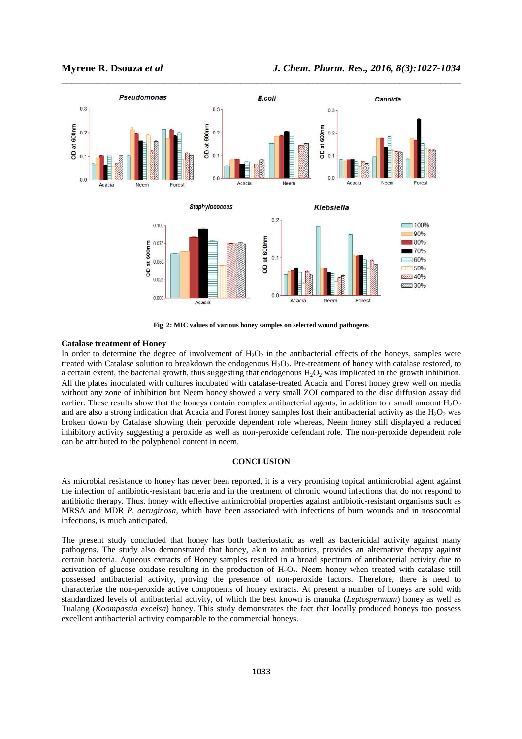Fig 2: MIC values of various honey samples on selected wound pathogens

### Catalase treatment of Honey

In order to determine the degree of involvement of $H_2O_2$ in the antibacterial effects of the honeys, samples were treated with Catalase solution to breakdown the endogenous $H_2O_2$. Pre-treatment of honey with catalase restored, to a certain extent, the bacterial growth, thus suggesting that endogenous $H_2O_2$ was implicated in the growth inhibition. All the plates inoculated with cultures incubated with catalase-treated Acacia and Forest honey grew well on media without any zone of inhibition but Neem honey showed a very small ZOI compared to the disc diffusion assay did earlier. These results show that the honeys contain complex antibacterial agents, in addition to a small amount $H_2O_2$ and are also a strong indication that Acacia and Forest honey samples lost their antibacterial activity as the $H_2O_2$ was broken down by Catalase showing their peroxide dependent role whereas, Neem honey still displayed a reduced inhibitory activity suggesting a peroxide as well as non-peroxide defendant role. The non-peroxide dependent role can be attributed to the polyphenol content in neem.

## CONCLUSION

As microbial resistance to honey has never been reported, it is a very promising topical antimicrobial agent against the infection of antibiotic-resistant bacteria and in the treatment of chronic wound infections that do not respond to antibiotic therapy. Thus, honey with effective antimicrobial properties against antibiotic-resistant organisms such as MRSA and MDR *P. aeruginosa*, which have been associated with infections of burn wounds and in nosocomial infections, is much anticipated.

The present study concluded that honey has both bacteriostatic as well as bactericidal activity against many pathogens. The study also demonstrated that honey, akin to antibiotics, provides an alternative therapy against certain bacteria. Aqueous extracts of Honey samples resulted in a broad spectrum of antibacterial activity due to activation of glucose oxidase resulting in the production of $H_2O_2$. Neem honey when treated with catalase still possessed antibacterial activity, proving the presence of non-peroxide factors. Therefore, there is need to characterize the non-peroxide active components of honey extracts. At present a number of honeys are sold with standardized levels of antibacterial activity, of which the best known is manuka (*Leptospermum*) honey as well as Tualang (*Koompassia excelsa*) honey. This study demonstrates the fact that locally produced honeys too possess excellent antibacterial activity comparable to the commercial honeys.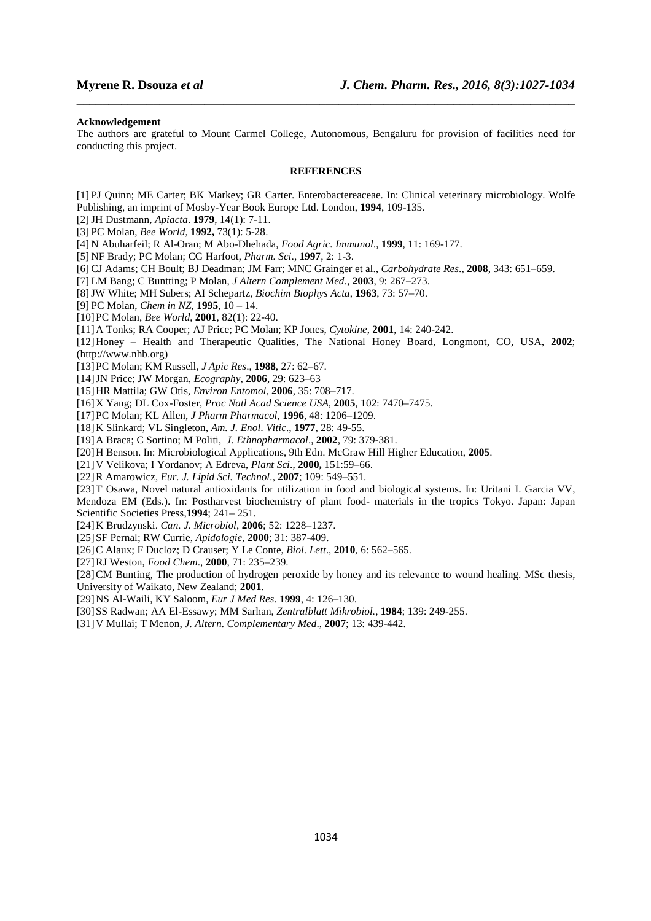**Acknowledgement**

The authors are grateful to Mount Carmel College, Autonomous, Bengaluru for provision of facilities need for conducting this project.

## REFERENCES

[1] PJ Quinn; ME Carter; BK Markey; GR Carter. Enterobactereaceae. In: Clinical veterinary microbiology. Wolfe Publishing, an imprint of Mosby-Year Book Europe Ltd. London, **1994**, 109-135.

[2] JH Dustmann, *Apiacta*. **1979**, 14(1): 7-11.

[3] PC Molan, *Bee World*, **1992,** 73(1): 5-28.

[4] N Abuharfeil; R Al-Oran; M Abo-Dhehada, *Food Agric. Immunol*., **1999**, 11: 169-177.

[5] NF Brady; PC Molan; CG Harfoot, *Pharm. Sci*., **1997**, 2: 1-3.

[6] CJ Adams; CH Boult; BJ Deadman; JM Farr; MNC Grainger et al., *Carbohydrate Res*., **2008**, 343: 651–659.

[7] LM Bang; C Buntting; P Molan, *J Altern Complement Med.*, **2003**, 9: 267–273.

[8] JW White; MH Subers; AI Schepartz, *Biochim Biophys Acta*, **1963**, 73: 57–70.

[9] PC Molan, *Chem in NZ*, **1995**, 10 – 14.

[10] PC Molan, *Bee World*, **2001**, 82(1): 22-40.

[11] A Tonks; RA Cooper; AJ Price; PC Molan; KP Jones, *Cytokine*, **2001**, 14: 240-242.

[12] Honey – Health and Therapeutic Qualities, The National Honey Board, Longmont, CO, USA, **2002**; (http://www.nhb.org)

[13] PC Molan; KM Russell, *J Apic Res*., **1988**, 27: 62–67.

[14] JN Price; JW Morgan, *Ecography*, **2006**, 29: 623–63

[15] HR Mattila; GW Otis, *Environ Entomol*, **2006**, 35: 708–717.

[16] X Yang; DL Cox-Foster, *Proc Natl Acad Science USA*, **2005**, 102: 7470–7475.

[17] PC Molan; KL Allen, *J Pharm Pharmacol*, **1996**, 48: 1206–1209.

[18] K Slinkard; VL Singleton, *Am. J. Enol. Vitic*., **1977**, 28: 49-55.

[19] A Braca; C Sortino; M Politi, *J. Ethnopharmacol*., **2002**, 79: 379-381.

[20] H Benson. In: Microbiological Applications, 9th Edn. McGraw Hill Higher Education, **2005**.

[21] V Velikova; I Yordanov; A Edreva, *Plant Sci*., **2000,** 151:59–66.

[22] R Amarowicz, *Eur. J. Lipid Sci. Technol*., **2007**; 109: 549–551.

[23] T Osawa, Novel natural antioxidants for utilization in food and biological systems. In: Uritani I. Garcia VV, Mendoza EM (Eds.). In: Postharvest biochemistry of plant food- materials in the tropics Tokyo. Japan: Japan Scientific Societies Press,**1994**; 241– 251.

[24] K Brudzynski. *Can. J. Microbiol*, **2006**; 52: 1228–1237.

[25] SF Pernal; RW Currie, *Apidologie*, **2000**; 31: 387-409.

[26] C Alaux; F Ducloz; D Crauser; Y Le Conte, *Biol. Lett*., **2010**, 6: 562–565.

[27] RJ Weston, *Food Chem*., **2000**, 71: 235–239.

[28] CM Bunting, The production of hydrogen peroxide by honey and its relevance to wound healing. MSc thesis, University of Waikato, New Zealand; **2001**.

[29] NS Al-Waili, KY Saloom, *Eur J Med Res*. **1999**, 4: 126–130.

[30] SS Radwan; AA El-Essawy; MM Sarhan, *Zentralblatt Mikrobiol.*, **1984**; 139: 249-255.

[31] V Mullai; T Menon, *J. Altern. Complementary Med*., **2007**; 13: 439-442.